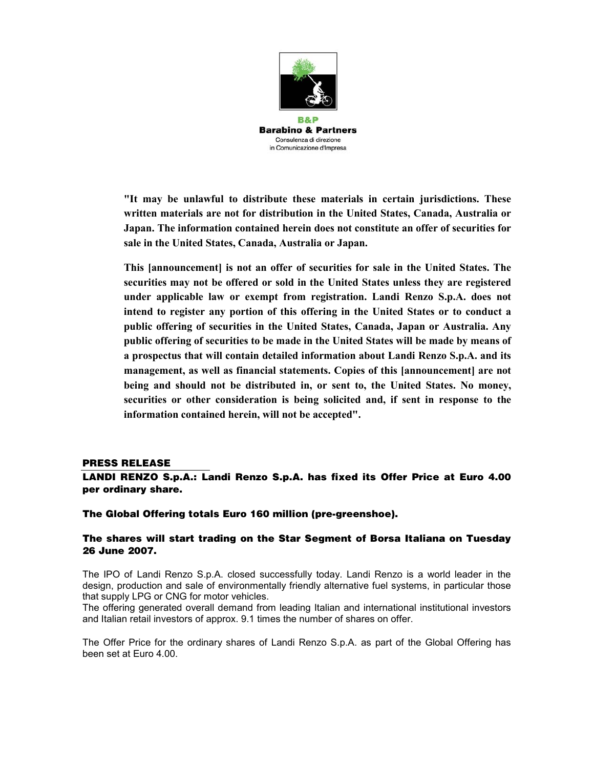B&P
**Barabino & Partners**
Consulenza di direzione
in Comunicazione d'Impresa

**"It may be unlawful to distribute these materials in certain jurisdictions. These written materials are not for distribution in the United States, Canada, Australia or Japan. The information contained herein does not constitute an offer of securities for sale in the United States, Canada, Australia or Japan.**

**This [announcement] is not an offer of securities for sale in the United States. The securities may not be offered or sold in the United States unless they are registered under applicable law or exempt from registration. Landi Renzo S.p.A. does not intend to register any portion of this offering in the United States or to conduct a public offering of securities in the United States, Canada, Japan or Australia. Any public offering of securities to be made in the United States will be made by means of a prospectus that will contain detailed information about Landi Renzo S.p.A. and its management, as well as financial statements. Copies of this [announcement] are not being and should not be distributed in, or sent to, the United States. No money, securities or other consideration is being solicited and, if sent in response to the information contained herein, will not be accepted".**

## PRESS RELEASE

### LANDI RENZO S.p.A.: Landi Renzo S.p.A. has fixed its Offer Price at Euro 4.00 per ordinary share.

### The Global Offering totals Euro 160 million (pre-greenshoe).

### The shares will start trading on the Star Segment of Borsa Italiana on Tuesday 26 June 2007.

The IPO of Landi Renzo S.p.A. closed successfully today. Landi Renzo is a world leader in the design, production and sale of environmentally friendly alternative fuel systems, in particular those that supply LPG or CNG for motor vehicles.
The offering generated overall demand from leading Italian and international institutional investors and Italian retail investors of approx. 9.1 times the number of shares on offer.

The Offer Price for the ordinary shares of Landi Renzo S.p.A. as part of the Global Offering has been set at Euro 4.00.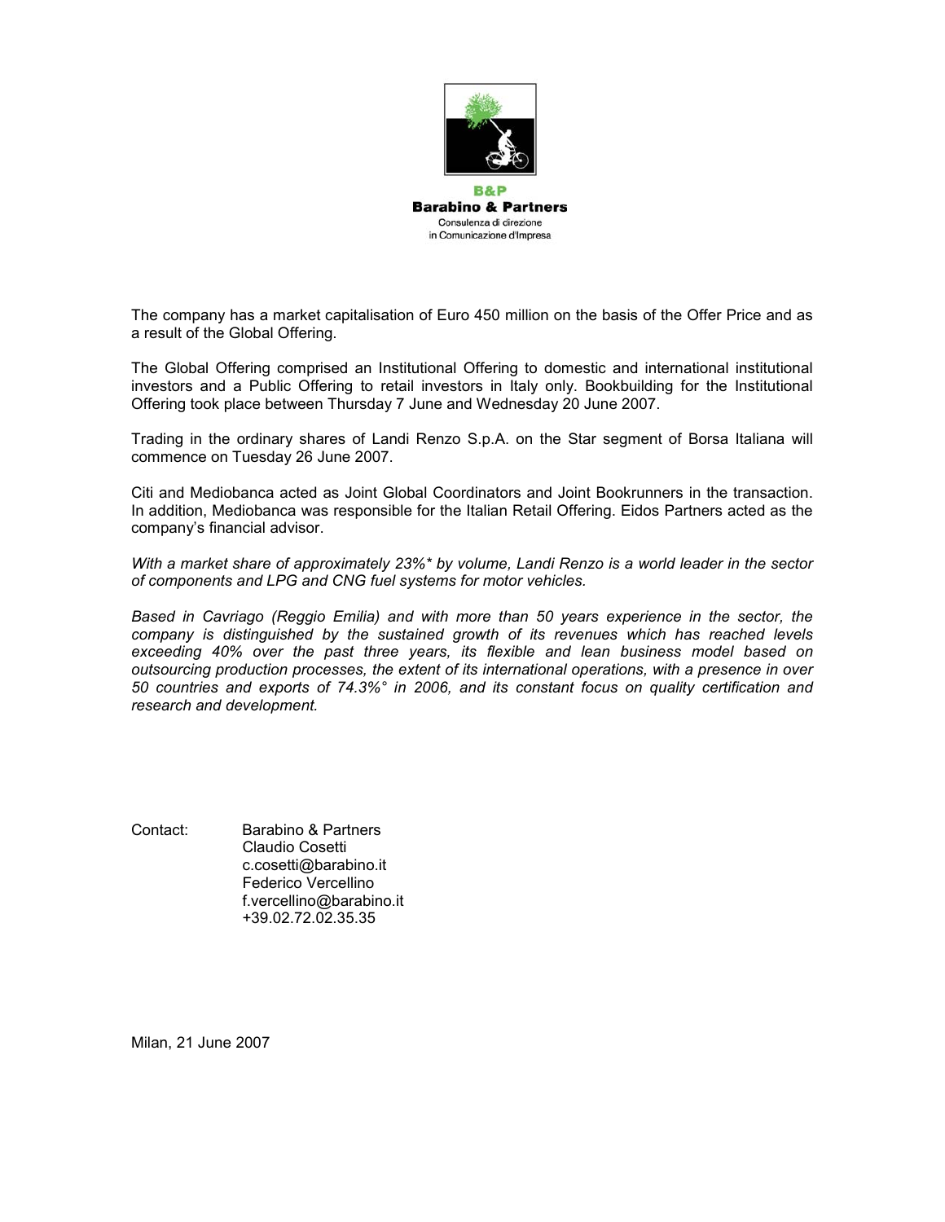B&P
**Barabino & Partners**
Consulenza di direzione
in Comunicazione d'Impresa

The company has a market capitalisation of Euro 450 million on the basis of the Offer Price and as a result of the Global Offering.

The Global Offering comprised an Institutional Offering to domestic and international institutional investors and a Public Offering to retail investors in Italy only. Bookbuilding for the Institutional Offering took place between Thursday 7 June and Wednesday 20 June 2007.

Trading in the ordinary shares of Landi Renzo S.p.A. on the Star segment of Borsa Italiana will commence on Tuesday 26 June 2007.

Citi and Mediobanca acted as Joint Global Coordinators and Joint Bookrunners in the transaction. In addition, Mediobanca was responsible for the Italian Retail Offering. Eidos Partners acted as the company's financial advisor.

*With a market share of approximately 23%* by volume, Landi Renzo is a world leader in the sector of components and LPG and CNG fuel systems for motor vehicles.*

*Based in Cavriago (Reggio Emilia) and with more than 50 years experience in the sector, the company is distinguished by the sustained growth of its revenues which has reached levels exceeding 40% over the past three years, its flexible and lean business model based on outsourcing production processes, the extent of its international operations, with a presence in over 50 countries and exports of 74.3%° in 2006, and its constant focus on quality certification and research and development.*

Contact: Barabino & Partners
Claudio Cosetti
c.cosetti@barabino.it
Federico Vercellino
f.vercellino@barabino.it
+39.02.72.02.35.35

Milan, 21 June 2007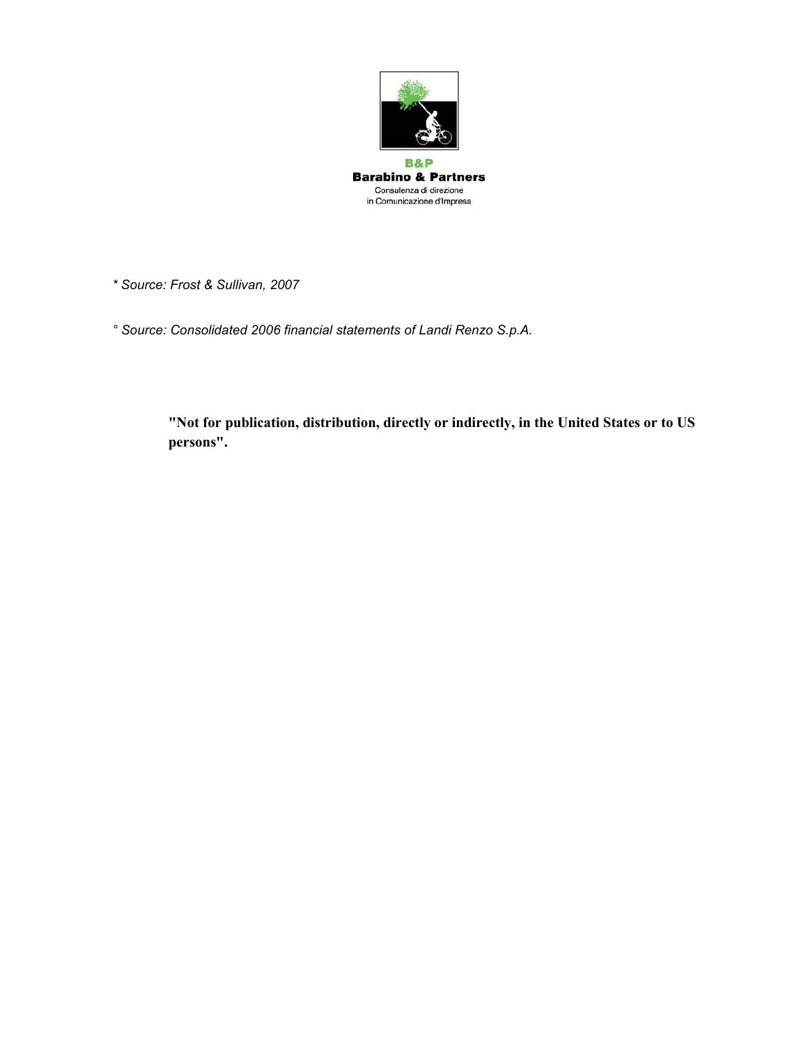B&P
**Barabino & Partners**
Consulenza di direzione
in Comunicazione d'Impresa

*\* Source: Frost & Sullivan, 2007*

*° Source: Consolidated 2006 financial statements of Landi Renzo S.p.A.*

**"Not for publication, distribution, directly or indirectly, in the United States or to US persons".**